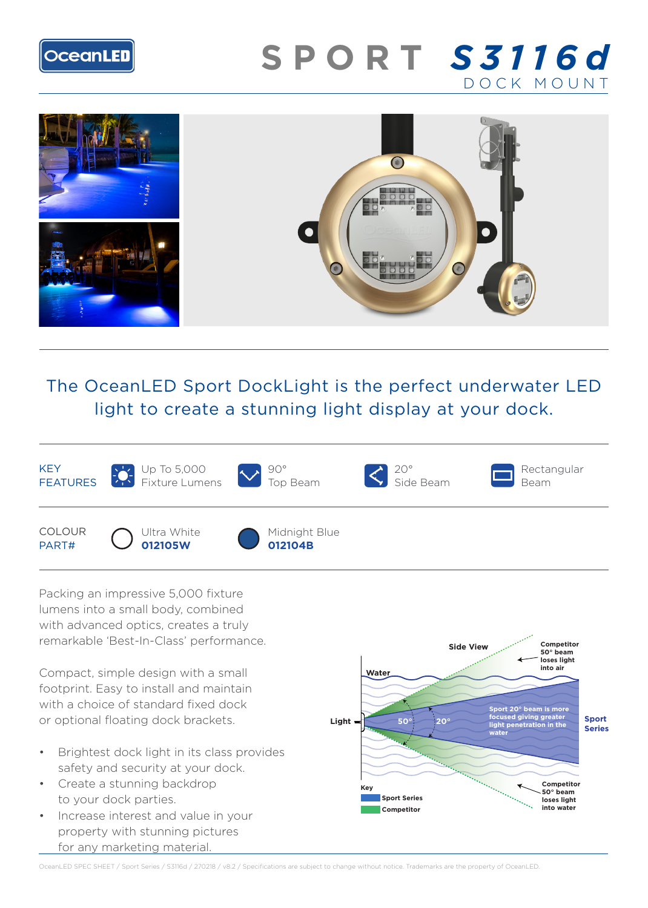# SPORT S3116d

## DOCK MOUNT

The OceanLED Sport DockLight is the perfect underwater LED light to create a stunning light display at your dock.

| KEY FEATURES | Up To 5,000 Fixture Lumens | 90° Top Beam | 20° Side Beam | Rectangular Beam |
|---|---|---|---|---|

| COLOUR PART# | Ultra White **012105W** | Midnight Blue **012104B** |
|---|---|---|

Packing an impressive 5,000 fixture lumens into a small body, combined with advanced optics, creates a truly remarkable 'Best-In-Class' performance.

Compact, simple design with a small footprint. Easy to install and maintain with a choice of standard fixed dock or optional floating dock brackets.

- Brightest dock light in its class provides safety and security at your dock.
- Create a stunning backdrop to your dock parties.
- Increase interest and value in your property with stunning pictures for any marketing material.

Side View

Water

Light

50°

20°

Competitor 50° beam loses light into air

Sport 20° beam is more focused giving greater light penetration in the water

Sport Series

Competitor 50° beam loses light into water

Key

Sport Series

Competitor

OceanLED SPEC SHEET / Sport Series / S3116d / 270218 / v8.2 / Specifications are subject to change without notice. Trademarks are the property of OceanLED.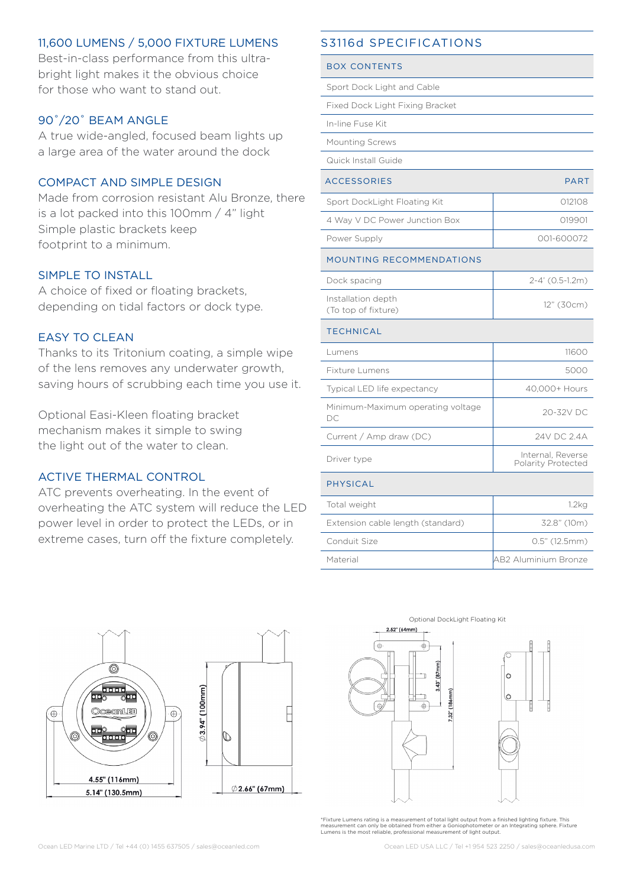## 11,600 LUMENS / 5,000 FIXTURE LUMENS

Best-in-class performance from this ultra-bright light makes it the obvious choice for those who want to stand out.

## 90˚/20˚ BEAM ANGLE

A true wide-angled, focused beam lights up a large area of the water around the dock

## COMPACT AND SIMPLE DESIGN

Made from corrosion resistant Alu Bronze, there is a lot packed into this 100mm / 4" light Simple plastic brackets keep footprint to a minimum.

## SIMPLE TO INSTALL

A choice of fixed or floating brackets, depending on tidal factors or dock type.

## EASY TO CLEAN

Thanks to its Tritonium coating, a simple wipe of the lens removes any underwater growth, saving hours of scrubbing each time you use it.

Optional Easi-Kleen floating bracket mechanism makes it simple to swing the light out of the water to clean.

## ACTIVE THERMAL CONTROL

ATC prevents overheating. In the event of overheating the ATC system will reduce the LED power level in order to protect the LEDs, or in extreme cases, turn off the fixture completely.

## S3116d SPECIFICATIONS

| BOX CONTENTS | |
|---|---|
| Sport Dock Light and Cable | |
| Fixed Dock Light Fixing Bracket | |
| In-line Fuse Kit | |
| Mounting Screws | |
| Quick Install Guide | |
| **ACCESSORIES** | **PART** |
| Sport DockLight Floating Kit | 012108 |
| 4 Way V DC Power Junction Box | 019901 |
| Power Supply | 001-600072 |
| **MOUNTING RECOMMENDATIONS** | |
| Dock spacing | 2-4' (0.5-1.2m) |
| Installation depth (To top of fixture) | 12" (30cm) |
| **TECHNICAL** | |
| Lumens | 11600 |
| Fixture Lumens | 5000 |
| Typical LED life expectancy | 40,000+ Hours |
| Minimum-Maximum operating voltage DC | 20-32V DC |
| Current / Amp draw (DC) | 24V DC 2.4A |
| Driver type | Internal, Reverse Polarity Protected |
| **PHYSICAL** | |
| Total weight | 1.2kg |
| Extension cable length (standard) | 32.8" (10m) |
| Conduit Size | 0.5" (12.5mm) |
| Material | AB2 Aluminium Bronze |

4.55" (116mm)
5.14" (130.5mm)
∅3.94" (100mm)
∅2.66" (67mm)

Optional DockLight Floating Kit
2.52" (64mm)
3.43" (87mm)
7.32" (186mm)

*Fixture Lumens rating is a measurement of total light output from a finished lighting fixture. This measurement can only be obtained from either a Goniophotometer or an Integrating sphere. Fixture Lumens is the most reliable, professional measurement of light output.

Ocean LED Marine LTD / Tel +44 (0) 1455 637505 / sales@oceanled.com

Ocean LED USA LLC / Tel +1 954 523 2250 / sales@oceanledusa.com